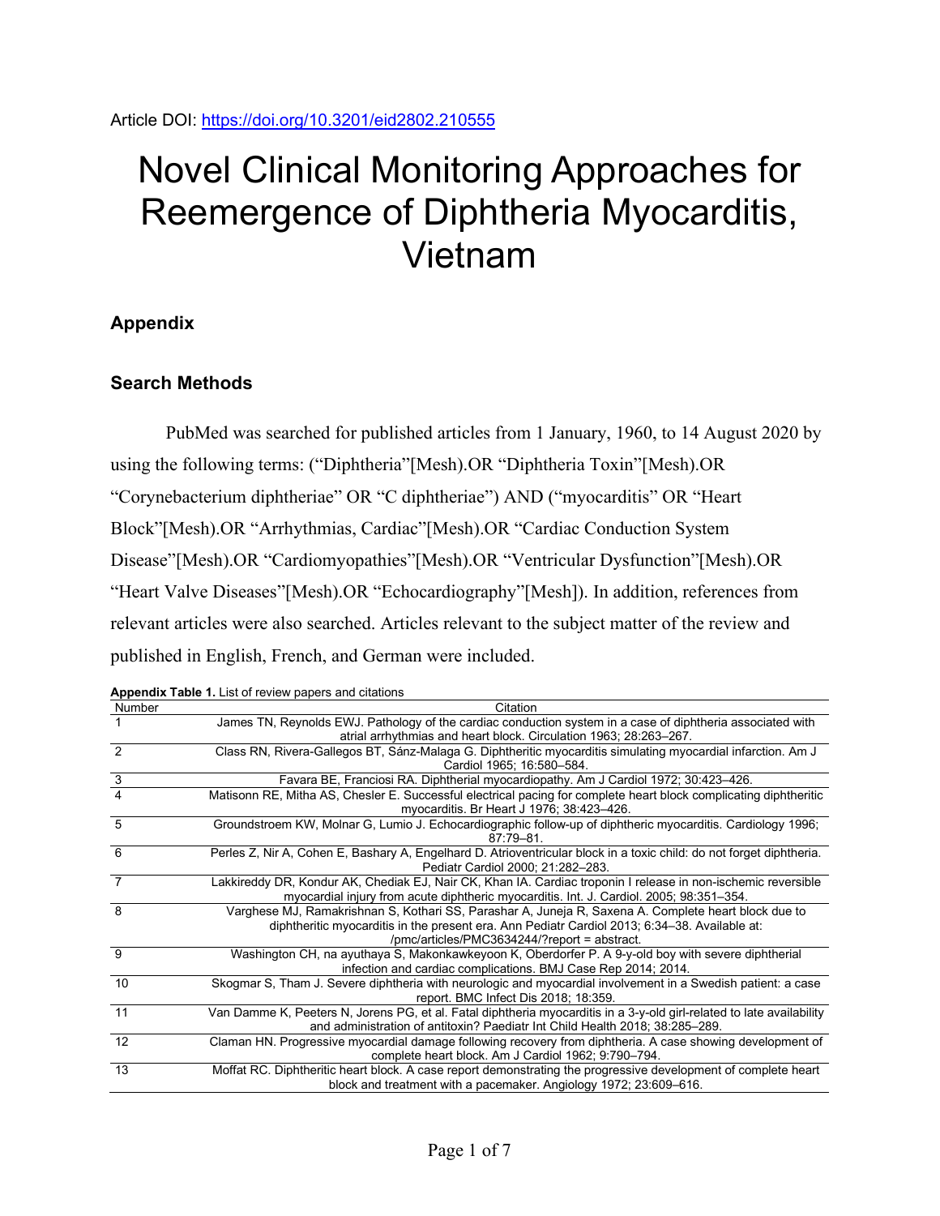Article DOI: https://doi.org/10.3201/eid2802.210555

# Novel Clinical Monitoring Approaches for Reemergence of Diphtheria Myocarditis, Vietnam

## Appendix

### Search Methods

PubMed was searched for published articles from 1 January, 1960, to 14 August 2020 by using the following terms: (“Diphtheria”[Mesh].OR “Diphtheria Toxin”[Mesh].OR “Corynebacterium diphtheriae” OR “C diphtheriae”) AND (“myocarditis” OR “Heart Block”[Mesh].OR “Arrhythmias, Cardiac”[Mesh].OR “Cardiac Conduction System Disease”[Mesh].OR “Cardiomyopathies”[Mesh].OR “Ventricular Dysfunction”[Mesh].OR “Heart Valve Diseases”[Mesh].OR “Echocardiography”[Mesh]). In addition, references from relevant articles were also searched. Articles relevant to the subject matter of the review and published in English, French, and German were included.

**Appendix Table 1.** List of review papers and citations

| Number | Citation |
| --- | --- |
| 1 | James TN, Reynolds EWJ. Pathology of the cardiac conduction system in a case of diphtheria associated with atrial arrhythmias and heart block. Circulation 1963; 28:263–267. |
| 2 | Class RN, Rivera-Gallegos BT, Sánz-Malaga G. Diphtheritic myocarditis simulating myocardial infarction. Am J Cardiol 1965; 16:580–584. |
| 3 | Favara BE, Franciosi RA. Diphtherial myocardiopathy. Am J Cardiol 1972; 30:423–426. |
| 4 | Matisonn RE, Mitha AS, Chesler E. Successful electrical pacing for complete heart block complicating diphtheritic myocarditis. Br Heart J 1976; 38:423–426. |
| 5 | Groundstroem KW, Molnar G, Lumio J. Echocardiographic follow-up of diphtheric myocarditis. Cardiology 1996; 87:79–81. |
| 6 | Perles Z, Nir A, Cohen E, Bashary A, Engelhard D. Atrioventricular block in a toxic child: do not forget diphtheria. Pediatr Cardiol 2000; 21:282–283. |
| 7 | Lakkireddy DR, Kondur AK, Chediak EJ, Nair CK, Khan IA. Cardiac troponin I release in non-ischemic reversible myocardial injury from acute diphtheric myocarditis. Int. J. Cardiol. 2005; 98:351–354. |
| 8 | Varghese MJ, Ramakrishnan S, Kothari SS, Parashar A, Juneja R, Saxena A. Complete heart block due to diphtheritic myocarditis in the present era. Ann Pediatr Cardiol 2013; 6:34–38. Available at: /pmc/articles/PMC3634244/?report = abstract. |
| 9 | Washington CH, na ayuthaya S, Makonkawkeyoon K, Oberdorfer P. A 9-y-old boy with severe diphtherial infection and cardiac complications. BMJ Case Rep 2014; 2014. |
| 10 | Skogmar S, Tham J. Severe diphtheria with neurologic and myocardial involvement in a Swedish patient: a case report. BMC Infect Dis 2018; 18:359. |
| 11 | Van Damme K, Peeters N, Jorens PG, et al. Fatal diphtheria myocarditis in a 3-y-old girl-related to late availability and administration of antitoxin? Paediatr Int Child Health 2018; 38:285–289. |
| 12 | Claman HN. Progressive myocardial damage following recovery from diphtheria. A case showing development of complete heart block. Am J Cardiol 1962; 9:790–794. |
| 13 | Moffat RC. Diphtheritic heart block. A case report demonstrating the progressive development of complete heart block and treatment with a pacemaker. Angiology 1972; 23:609–616. |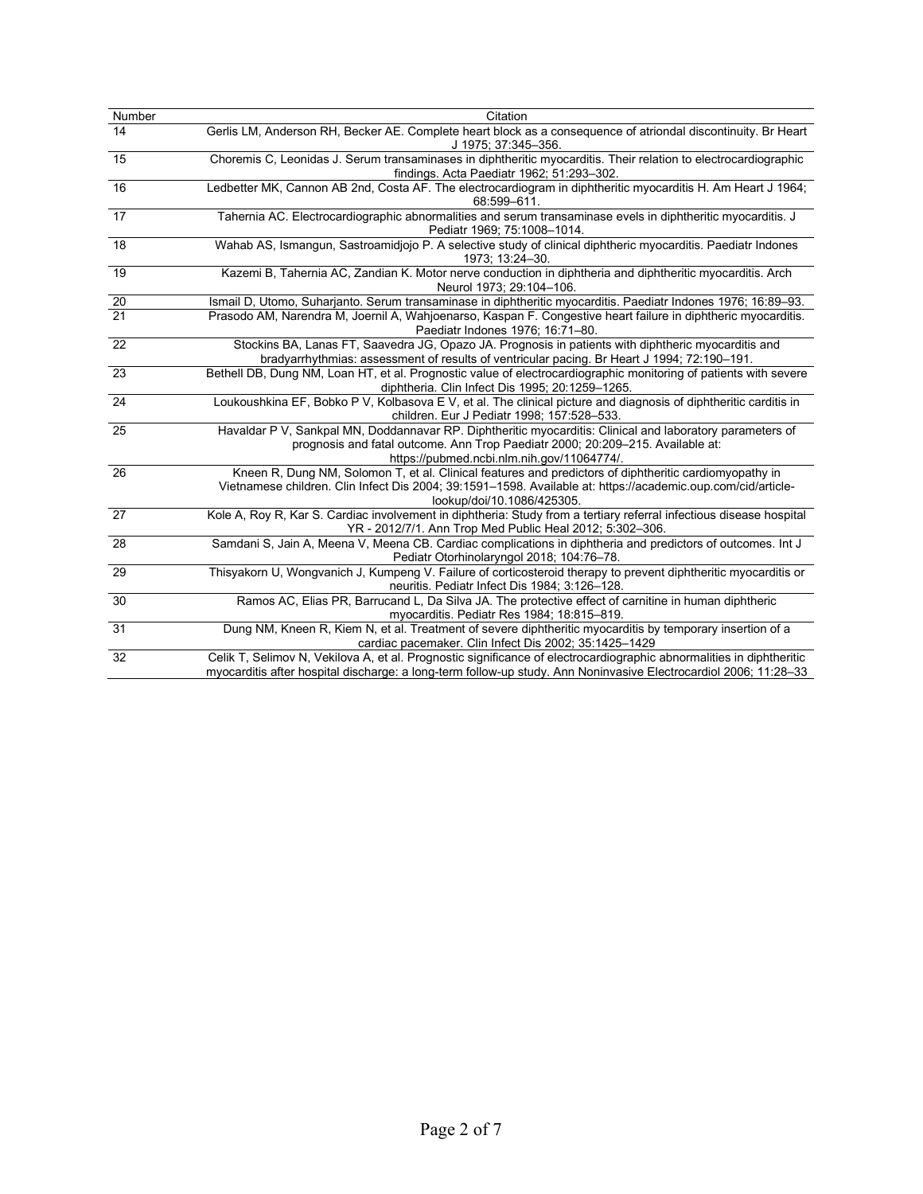| Number | Citation |
|---|---|
| 14 | Gerlis LM, Anderson RH, Becker AE. Complete heart block as a consequence of atriondal discontinuity. Br Heart J 1975; 37:345–356. |
| 15 | Choremis C, Leonidas J. Serum transaminases in diphtheritic myocarditis. Their relation to electrocardiographic findings. Acta Paediatr 1962; 51:293–302. |
| 16 | Ledbetter MK, Cannon AB 2nd, Costa AF. The electrocardiogram in diphtheritic myocarditis H. Am Heart J 1964; 68:599–611. |
| 17 | Tahernia AC. Electrocardiographic abnormalities and serum transaminase evels in diphtheritic myocarditis. J Pediatr 1969; 75:1008–1014. |
| 18 | Wahab AS, Ismangun, Sastroamidjojo P. A selective study of clinical diphtheric myocarditis. Paediatr Indones 1973; 13:24–30. |
| 19 | Kazemi B, Tahernia AC, Zandian K. Motor nerve conduction in diphtheria and diphtheritic myocarditis. Arch Neurol 1973; 29:104–106. |
| 20 | Ismail D, Utomo, Suharjanto. Serum transaminase in diphtheritic myocarditis. Paediatr Indones 1976; 16:89–93. |
| 21 | Prasodo AM, Narendra M, Joernil A, Wahjoenarso, Kaspan F. Congestive heart failure in diphtheric myocarditis. Paediatr Indones 1976; 16:71–80. |
| 22 | Stockins BA, Lanas FT, Saavedra JG, Opazo JA. Prognosis in patients with diphtheric myocarditis and bradyarrhythmias: assessment of results of ventricular pacing. Br Heart J 1994; 72:190–191. |
| 23 | Bethell DB, Dung NM, Loan HT, et al. Prognostic value of electrocardiographic monitoring of patients with severe diphtheria. Clin Infect Dis 1995; 20:1259–1265. |
| 24 | Loukoushkina EF, Bobko P V, Kolbasova E V, et al. The clinical picture and diagnosis of diphtheritic carditis in children. Eur J Pediatr 1998; 157:528–533. |
| 25 | Havaldar P V, Sankpal MN, Doddannavar RP. Diphtheritic myocarditis: Clinical and laboratory parameters of prognosis and fatal outcome. Ann Trop Paediatr 2000; 20:209–215. Available at: https://pubmed.ncbi.nlm.nih.gov/11064774/. |
| 26 | Kneen R, Dung NM, Solomon T, et al. Clinical features and predictors of diphtheritic cardiomyopathy in Vietnamese children. Clin Infect Dis 2004; 39:1591–1598. Available at: https://academic.oup.com/cid/article-lookup/doi/10.1086/425305. |
| 27 | Kole A, Roy R, Kar S. Cardiac involvement in diphtheria: Study from a tertiary referral infectious disease hospital YR - 2012/7/1. Ann Trop Med Public Heal 2012; 5:302–306. |
| 28 | Samdani S, Jain A, Meena V, Meena CB. Cardiac complications in diphtheria and predictors of outcomes. Int J Pediatr Otorhinolaryngol 2018; 104:76–78. |
| 29 | Thisyakorn U, Wongvanich J, Kumpeng V. Failure of corticosteroid therapy to prevent diphtheritic myocarditis or neuritis. Pediatr Infect Dis 1984; 3:126–128. |
| 30 | Ramos AC, Elias PR, Barrucand L, Da Silva JA. The protective effect of carnitine in human diphtheric myocarditis. Pediatr Res 1984; 18:815–819. |
| 31 | Dung NM, Kneen R, Kiem N, et al. Treatment of severe diphtheritic myocarditis by temporary insertion of a cardiac pacemaker. Clin Infect Dis 2002; 35:1425–1429 |
| 32 | Celik T, Selimov N, Vekilova A, et al. Prognostic significance of electrocardiographic abnormalities in diphtheritic myocarditis after hospital discharge: a long-term follow-up study. Ann Noninvasive Electrocardiol 2006; 11:28–33 |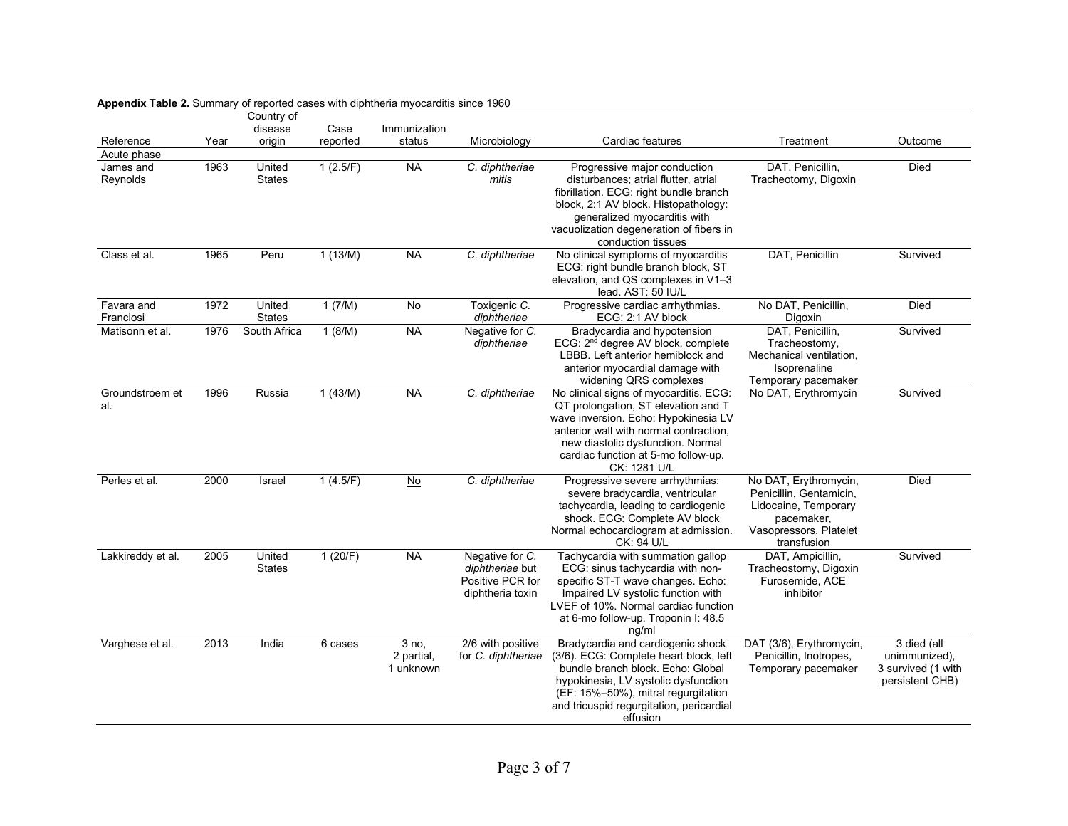**Appendix Table 2.** Summary of reported cases with diphtheria myocarditis since 1960

| Reference | Year | Country of disease origin | Case reported | Immunization status | Microbiology | Cardiac features | Treatment | Outcome |
|---|---|---|---|---|---|---|---|---|
| Acute phase | | | | | | | | |
| James and Reynolds | 1963 | United States | 1 (2.5/F) | NA | *C. diphtheriae mitis* | Progressive major conduction disturbances; atrial flutter, atrial fibrillation. ECG: right bundle branch block, 2:1 AV block. Histopathology: generalized myocarditis with vacuolization degeneration of fibers in conduction tissues | DAT, Penicillin, Tracheotomy, Digoxin | Died |
| Class et al. | 1965 | Peru | 1 (13/M) | NA | *C. diphtheriae* | No clinical symptoms of myocarditis ECG: right bundle branch block, ST elevation, and QS complexes in V1–3 lead. AST: 50 IU/L | DAT, Penicillin | Survived |
| Favara and Franciosi | 1972 | United States | 1 (7/M) | No | Toxigenic *C. diphtheriae* | Progressive cardiac arrhythmias. ECG: 2:1 AV block | No DAT, Penicillin, Digoxin | Died |
| Matisonn et al. | 1976 | South Africa | 1 (8/M) | NA | Negative for *C. diphtheriae* | Bradycardia and hypotension ECG: 2nd degree AV block, complete LBBB. Left anterior hemiblock and anterior myocardial damage with widening QRS complexes | DAT, Penicillin, Tracheostomy, Mechanical ventilation, Isoprenaline Temporary pacemaker | Survived |
| Groundstroem et al. | 1996 | Russia | 1 (43/M) | NA | *C. diphtheriae* | No clinical signs of myocarditis. ECG: QT prolongation, ST elevation and T wave inversion. Echo: Hypokinesia LV anterior wall with normal contraction, new diastolic dysfunction. Normal cardiac function at 5-mo follow-up. CK: 1281 U/L | No DAT, Erythromycin | Survived |
| Perles et al. | 2000 | Israel | 1 (4.5/F) | No | *C. diphtheriae* | Progressive severe arrhythmias: severe bradycardia, ventricular tachycardia, leading to cardiogenic shock. ECG: Complete AV block Normal echocardiogram at admission. CK: 94 U/L | No DAT, Erythromycin, Penicillin, Gentamicin, Lidocaine, Temporary pacemaker, Vasopressors, Platelet transfusion | Died |
| Lakkireddy et al. | 2005 | United States | 1 (20/F) | NA | Negative for *C. diphtheriae* but Positive PCR for diphtheria toxin | Tachycardia with summation gallop ECG: sinus tachycardia with non-specific ST-T wave changes. Echo: Impaired LV systolic function with LVEF of 10%. Normal cardiac function at 6-mo follow-up. Troponin I: 48.5 ng/ml | DAT, Ampicillin, Tracheostomy, Digoxin Furosemide, ACE inhibitor | Survived |
| Varghese et al. | 2013 | India | 6 cases | 3 no, 2 partial, 1 unknown | 2/6 with positive for *C. diphtheriae* | Bradycardia and cardiogenic shock (3/6). ECG: Complete heart block, left bundle branch block. Echo: Global hypokinesia, LV systolic dysfunction (EF: 15%–50%), mitral regurgitation and tricuspid regurgitation, pericardial effusion | DAT (3/6), Erythromycin, Penicillin, Inotropes, Temporary pacemaker | 3 died (all unimmunized), 3 survived (1 with persistent CHB) |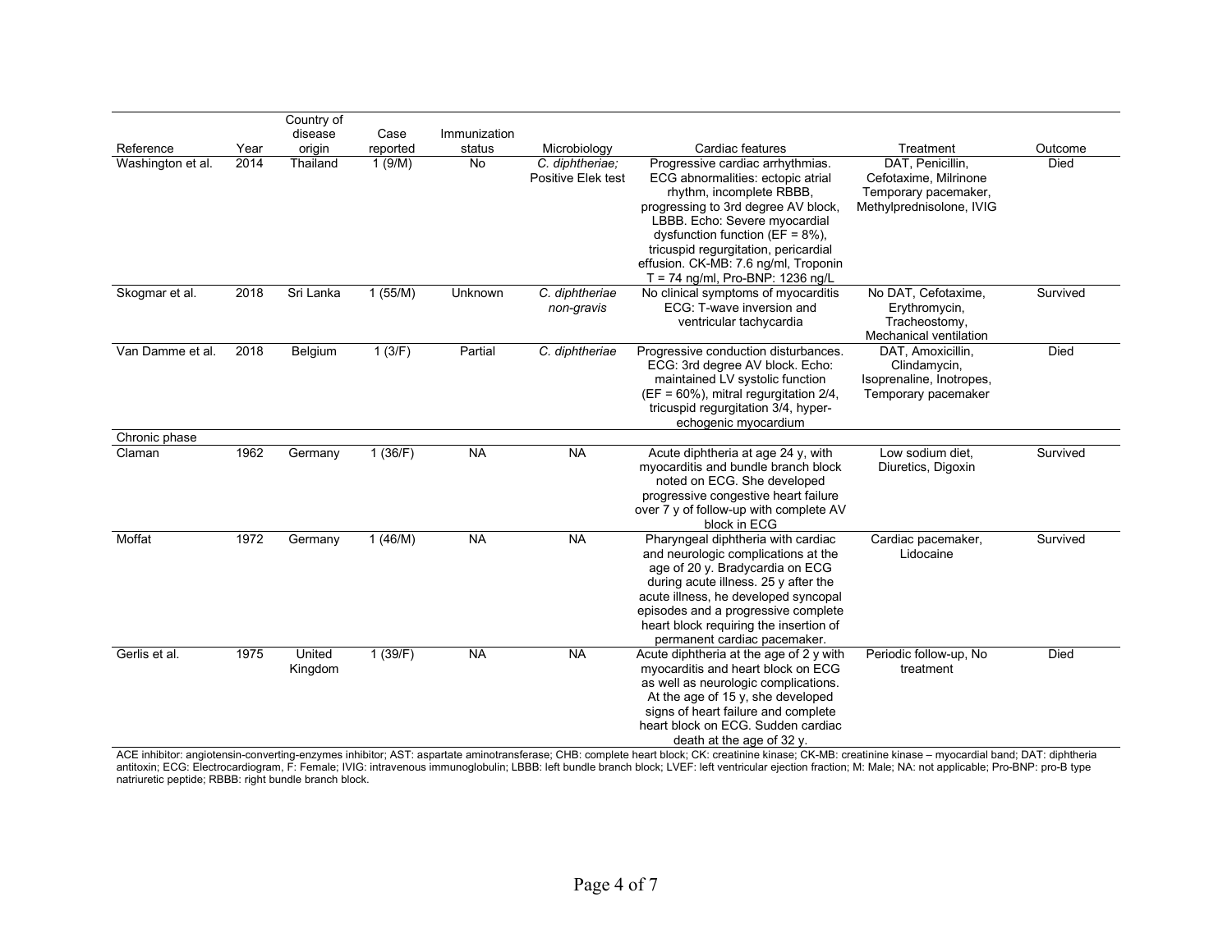| Reference | Year | Country of disease origin | Case reported | Immunization status | Microbiology | Cardiac features | Treatment | Outcome |
|---|---|---|---|---|---|---|---|---|
| Washington et al. | 2014 | Thailand | 1 (9/M) | No | *C. diphtheriae;* Positive Elek test | Progressive cardiac arrhythmias. ECG abnormalities: ectopic atrial rhythm, incomplete RBBB, progressing to 3rd degree AV block, LBBB. Echo: Severe myocardial dysfunction function (EF = 8%), tricuspid regurgitation, pericardial effusion. CK-MB: 7.6 ng/ml, Troponin T = 74 ng/ml, Pro-BNP: 1236 ng/L | DAT, Penicillin, Cefotaxime, Milrinone Temporary pacemaker, Methylprednisolone, IVIG | Died |
| Skogmar et al. | 2018 | Sri Lanka | 1 (55/M) | Unknown | *C. diphtheriae non-gravis* | No clinical symptoms of myocarditis ECG: T-wave inversion and ventricular tachycardia | No DAT, Cefotaxime, Erythromycin, Tracheostomy, Mechanical ventilation | Survived |
| Van Damme et al. | 2018 | Belgium | 1 (3/F) | Partial | *C. diphtheriae* | Progressive conduction disturbances. ECG: 3rd degree AV block. Echo: maintained LV systolic function (EF = 60%), mitral regurgitation 2/4, tricuspid regurgitation 3/4, hyper-echogenic myocardium | DAT, Amoxicillin, Clindamycin, Isoprenaline, Inotropes, Temporary pacemaker | Died |
| Chronic phase | | | | | | | | |
| Claman | 1962 | Germany | 1 (36/F) | NA | NA | Acute diphtheria at age 24 y, with myocarditis and bundle branch block noted on ECG. She developed progressive congestive heart failure over 7 y of follow-up with complete AV block in ECG | Low sodium diet, Diuretics, Digoxin | Survived |
| Moffat | 1972 | Germany | 1 (46/M) | NA | NA | Pharyngeal diphtheria with cardiac and neurologic complications at the age of 20 y. Bradycardia on ECG during acute illness. 25 y after the acute illness, he developed syncopal episodes and a progressive complete heart block requiring the insertion of permanent cardiac pacemaker. | Cardiac pacemaker, Lidocaine | Survived |
| Gerlis et al. | 1975 | United Kingdom | 1 (39/F) | NA | NA | Acute diphtheria at the age of 2 y with myocarditis and heart block on ECG as well as neurologic complications. At the age of 15 y, she developed signs of heart failure and complete heart block on ECG. Sudden cardiac death at the age of 32 y. | Periodic follow-up, No treatment | Died |

ACE inhibitor: angiotensin-converting-enzymes inhibitor; AST: aspartate aminotransferase; CHB: complete heart block; CK: creatinine kinase; CK-MB: creatinine kinase – myocardial band; DAT: diphtheria antitoxin; ECG: Electrocardiogram, F: Female; IVIG: intravenous immunoglobulin; LBBB: left bundle branch block; LVEF: left ventricular ejection fraction; M: Male; NA: not applicable; Pro-BNP: pro-B type natriuretic peptide; RBBB: right bundle branch block.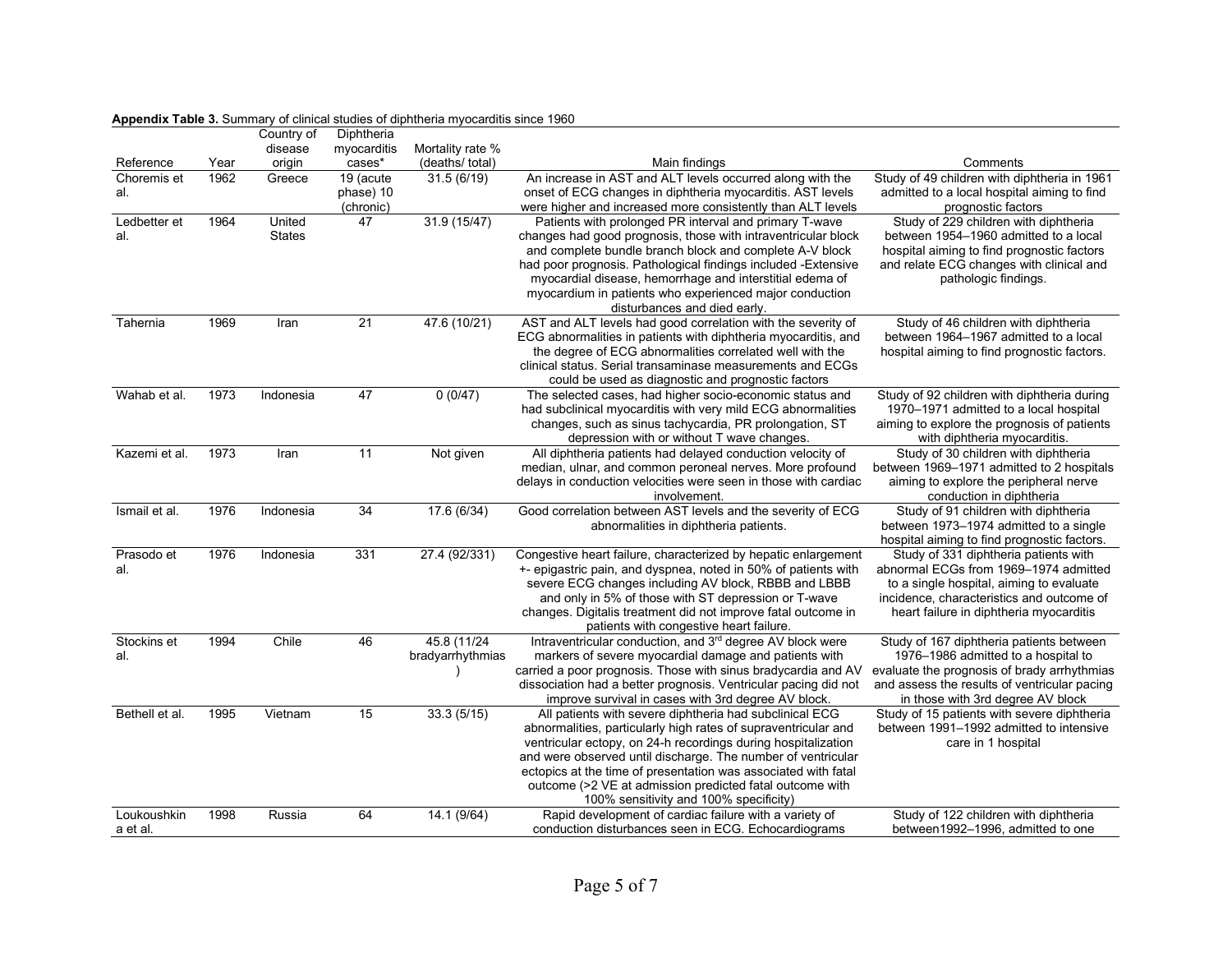**Appendix Table 3.** Summary of clinical studies of diphtheria myocarditis since 1960

| Reference | Year | Country of disease origin | Diphtheria myocarditis cases* | Mortality rate % (deaths/ total) | Main findings | Comments |
|---|---|---|---|---|---|---|
| Choremis et al. | 1962 | Greece | 19 (acute phase) 10 (chronic) | 31.5 (6/19) | An increase in AST and ALT levels occurred along with the onset of ECG changes in diphtheria myocarditis. AST levels were higher and increased more consistently than ALT levels | Study of 49 children with diphtheria in 1961 admitted to a local hospital aiming to find prognostic factors |
| Ledbetter et al. | 1964 | United States | 47 | 31.9 (15/47) | Patients with prolonged PR interval and primary T-wave changes had good prognosis, those with intraventricular block and complete bundle branch block and complete A-V block had poor prognosis. Pathological findings included -Extensive myocardial disease, hemorrhage and interstitial edema of myocardium in patients who experienced major conduction disturbances and died early. | Study of 229 children with diphtheria between 1954–1960 admitted to a local hospital aiming to find prognostic factors and relate ECG changes with clinical and pathologic findings. |
| Tahernia | 1969 | Iran | 21 | 47.6 (10/21) | AST and ALT levels had good correlation with the severity of ECG abnormalities in patients with diphtheria myocarditis, and the degree of ECG abnormalities correlated well with the clinical status. Serial transaminase measurements and ECGs could be used as diagnostic and prognostic factors | Study of 46 children with diphtheria between 1964–1967 admitted to a local hospital aiming to find prognostic factors. |
| Wahab et al. | 1973 | Indonesia | 47 | 0 (0/47) | The selected cases, had higher socio-economic status and had subclinical myocarditis with very mild ECG abnormalities changes, such as sinus tachycardia, PR prolongation, ST depression with or without T wave changes. | Study of 92 children with diphtheria during 1970–1971 admitted to a local hospital aiming to explore the prognosis of patients with diphtheria myocarditis. |
| Kazemi et al. | 1973 | Iran | 11 | Not given | All diphtheria patients had delayed conduction velocity of median, ulnar, and common peroneal nerves. More profound delays in conduction velocities were seen in those with cardiac involvement. | Study of 30 children with diphtheria between 1969–1971 admitted to 2 hospitals aiming to explore the peripheral nerve conduction in diphtheria |
| Ismail et al. | 1976 | Indonesia | 34 | 17.6 (6/34) | Good correlation between AST levels and the severity of ECG abnormalities in diphtheria patients. | Study of 91 children with diphtheria between 1973–1974 admitted to a single hospital aiming to find prognostic factors. |
| Prasodo et al. | 1976 | Indonesia | 331 | 27.4 (92/331) | Congestive heart failure, characterized by hepatic enlargement +- epigastric pain, and dyspnea, noted in 50% of patients with severe ECG changes including AV block, RBBB and LBBB and only in 5% of those with ST depression or T-wave changes. Digitalis treatment did not improve fatal outcome in patients with congestive heart failure. | Study of 331 diphtheria patients with abnormal ECGs from 1969–1974 admitted to a single hospital, aiming to evaluate incidence, characteristics and outcome of heart failure in diphtheria myocarditis |
| Stockins et al. | 1994 | Chile | 46 | 45.8 (11/24 bradyarrhythmias ) | Intraventricular conduction, and 3rd degree AV block were markers of severe myocardial damage and patients with carried a poor prognosis. Those with sinus bradycardia and AV dissociation had a better prognosis. Ventricular pacing did not improve survival in cases with 3rd degree AV block. | Study of 167 diphtheria patients between 1976–1986 admitted to a hospital to evaluate the prognosis of brady arrhythmias and assess the results of ventricular pacing in those with 3rd degree AV block |
| Bethell et al. | 1995 | Vietnam | 15 | 33.3 (5/15) | All patients with severe diphtheria had subclinical ECG abnormalities, particularly high rates of supraventricular and ventricular ectopy, on 24-h recordings during hospitalization and were observed until discharge. The number of ventricular ectopics at the time of presentation was associated with fatal outcome (>2 VE at admission predicted fatal outcome with 100% sensitivity and 100% specificity) | Study of 15 patients with severe diphtheria between 1991–1992 admitted to intensive care in 1 hospital |
| Loukoushkina et al. | 1998 | Russia | 64 | 14.1 (9/64) | Rapid development of cardiac failure with a variety of conduction disturbances seen in ECG. Echocardiograms | Study of 122 children with diphtheria between1992–1996, admitted to one |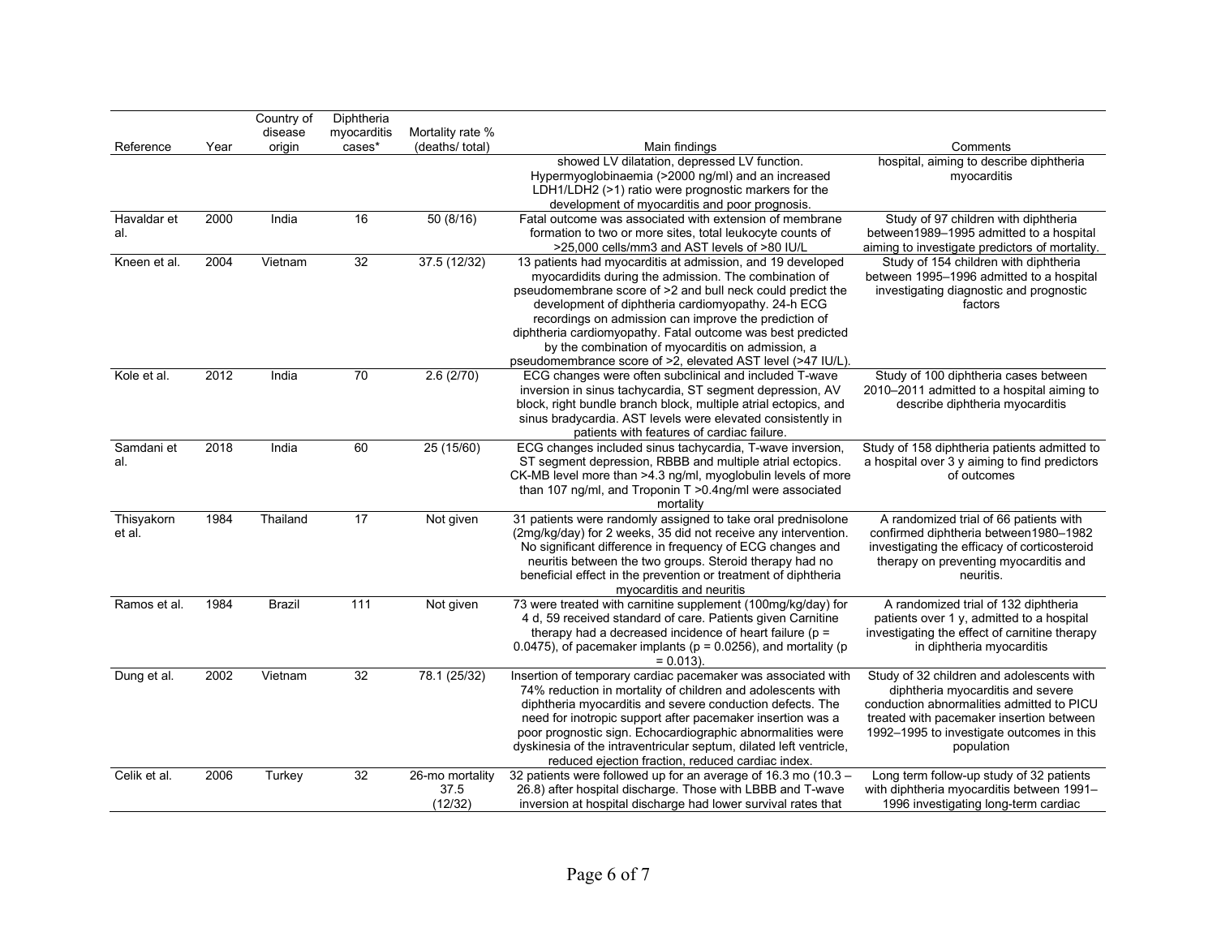| Reference | Year | Country of disease origin | Diphtheria myocarditis cases* | Mortality rate % (deaths/ total) | Main findings | Comments |
|---|---|---|---|---|---|---|
| | | | | | showed LV dilatation, depressed LV function. Hypermyoglobinaemia (>2000 ng/ml) and an increased LDH1/LDH2 (>1) ratio were prognostic markers for the development of myocarditis and poor prognosis. | hospital, aiming to describe diphtheria myocarditis |
| Havaldar et al. | 2000 | India | 16 | 50 (8/16) | Fatal outcome was associated with extension of membrane formation to two or more sites, total leukocyte counts of >25,000 cells/mm3 and AST levels of >80 IU/L | Study of 97 children with diphtheria between1989–1995 admitted to a hospital aiming to investigate predictors of mortality. |
| Kneen et al. | 2004 | Vietnam | 32 | 37.5 (12/32) | 13 patients had myocarditis at admission, and 19 developed myocardidits during the admission. The combination of pseudomembrane score of >2 and bull neck could predict the development of diphtheria cardiomyopathy. 24-h ECG recordings on admission can improve the prediction of diphtheria cardiomyopathy. Fatal outcome was best predicted by the combination of myocarditis on admission, a pseudomembrance score of >2, elevated AST level (>47 IU/L). | Study of 154 children with diphtheria between 1995–1996 admitted to a hospital investigating diagnostic and prognostic factors |
| Kole et al. | 2012 | India | 70 | 2.6 (2/70) | ECG changes were often subclinical and included T-wave inversion in sinus tachycardia, ST segment depression, AV block, right bundle branch block, multiple atrial ectopics, and sinus bradycardia. AST levels were elevated consistently in patients with features of cardiac failure. | Study of 100 diphtheria cases between 2010–2011 admitted to a hospital aiming to describe diphtheria myocarditis |
| Samdani et al. | 2018 | India | 60 | 25 (15/60) | ECG changes included sinus tachycardia, T-wave inversion, ST segment depression, RBBB and multiple atrial ectopics. CK-MB level more than >4.3 ng/ml, myoglobulin levels of more than 107 ng/ml, and Troponin T >0.4ng/ml were associated mortality | Study of 158 diphtheria patients admitted to a hospital over 3 y aiming to find predictors of outcomes |
| Thisyakorn et al. | 1984 | Thailand | 17 | Not given | 31 patients were randomly assigned to take oral prednisolone (2mg/kg/day) for 2 weeks, 35 did not receive any intervention. No significant difference in frequency of ECG changes and neuritis between the two groups. Steroid therapy had no beneficial effect in the prevention or treatment of diphtheria myocarditis and neuritis | A randomized trial of 66 patients with confirmed diphtheria between1980–1982 investigating the efficacy of corticosteroid therapy on preventing myocarditis and neuritis. |
| Ramos et al. | 1984 | Brazil | 111 | Not given | 73 were treated with carnitine supplement (100mg/kg/day) for 4 d, 59 received standard of care. Patients given Carnitine therapy had a decreased incidence of heart failure ($p = 0.0475$), of pacemaker implants ($p = 0.0256$), and mortality ($p = 0.013$). | A randomized trial of 132 diphtheria patients over 1 y, admitted to a hospital investigating the effect of carnitine therapy in diphtheria myocarditis |
| Dung et al. | 2002 | Vietnam | 32 | 78.1 (25/32) | Insertion of temporary cardiac pacemaker was associated with 74% reduction in mortality of children and adolescents with diphtheria myocarditis and severe conduction defects. The need for inotropic support after pacemaker insertion was a poor prognostic sign. Echocardiographic abnormalities were dyskinesia of the intraventricular septum, dilated left ventricle, reduced ejection fraction, reduced cardiac index. | Study of 32 children and adolescents with diphtheria myocarditis and severe conduction abnormalities admitted to PICU treated with pacemaker insertion between 1992–1995 to investigate outcomes in this population |
| Celik et al. | 2006 | Turkey | 32 | 26-mo mortality 37.5 (12/32) | 32 patients were followed up for an average of 16.3 mo (10.3 – 26.8) after hospital discharge. Those with LBBB and T-wave inversion at hospital discharge had lower survival rates that | Long term follow-up study of 32 patients with diphtheria myocarditis between 1991–1996 investigating long-term cardiac |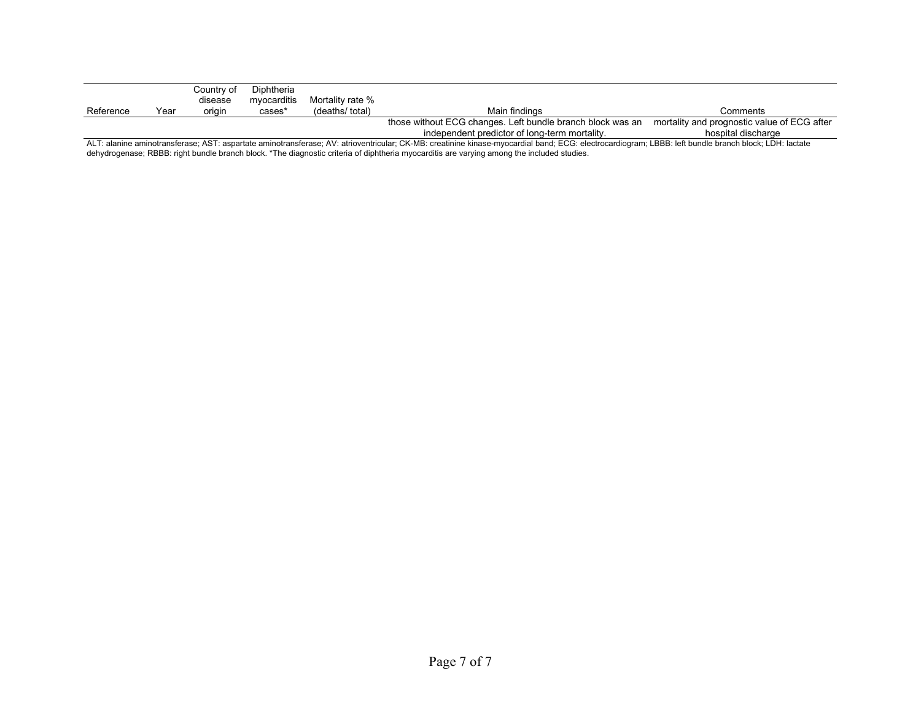| Reference | Year | Country of disease origin | Diphtheria myocarditis cases* | Mortality rate % (deaths/ total) | Main findings | Comments |
|---|---|---|---|---|---|---|
| | | | | | those without ECG changes. Left bundle branch block was an independent predictor of long-term mortality. | mortality and prognostic value of ECG after hospital discharge |

ALT: alanine aminotransferase; AST: aspartate aminotransferase; AV: atrioventricular; CK-MB: creatinine kinase-myocardial band; ECG: electrocardiogram; LBBB: left bundle branch block; LDH: lactate dehydrogenase; RBBB: right bundle branch block. *The diagnostic criteria of diphtheria myocarditis are varying among the included studies.